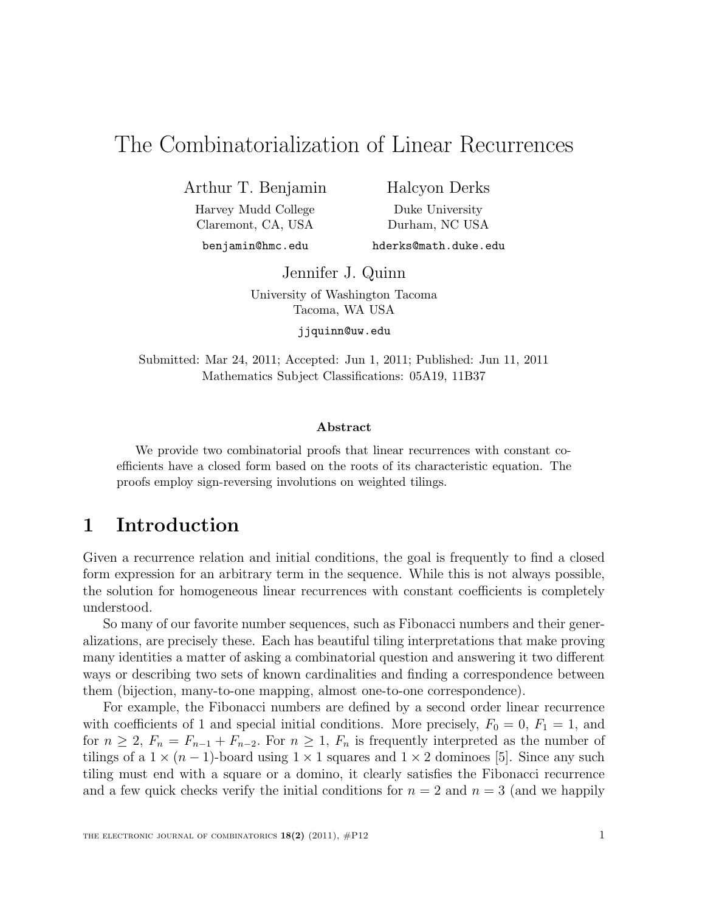# The Combinatorialization of Linear Recurrences

Arthur T. Benjamin
Harvey Mudd College
Claremont, CA, USA
benjamin@hmc.edu

Halcyon Derks
Duke University
Durham, NC USA
hderks@math.duke.edu

Jennifer J. Quinn
University of Washington Tacoma
Tacoma, WA USA
jjquinn@uw.edu

Submitted: Mar 24, 2011; Accepted: Jun 1, 2011; Published: Jun 11, 2011
Mathematics Subject Classifications: 05A19, 11B37

**Abstract**

We provide two combinatorial proofs that linear recurrences with constant coefficients have a closed form based on the roots of its characteristic equation. The proofs employ sign-reversing involutions on weighted tilings.

## 1 Introduction

Given a recurrence relation and initial conditions, the goal is frequently to find a closed form expression for an arbitrary term in the sequence. While this is not always possible, the solution for homogeneous linear recurrences with constant coefficients is completely understood.

So many of our favorite number sequences, such as Fibonacci numbers and their generalizations, are precisely these. Each has beautiful tiling interpretations that make proving many identities a matter of asking a combinatorial question and answering it two different ways or describing two sets of known cardinalities and finding a correspondence between them (bijection, many-to-one mapping, almost one-to-one correspondence).

For example, the Fibonacci numbers are defined by a second order linear recurrence with coefficients of 1 and special initial conditions. More precisely, $F_0 = 0$, $F_1 = 1$, and for $n \geq 2$, $F_n = F_{n-1} + F_{n-2}$. For $n \geq 1$, $F_n$ is frequently interpreted as the number of tilings of a $1 \times (n-1)$-board using $1 \times 1$ squares and $1 \times 2$ dominoes [5]. Since any such tiling must end with a square or a domino, it clearly satisfies the Fibonacci recurrence and a few quick checks verify the initial conditions for $n = 2$ and $n = 3$ (and we happily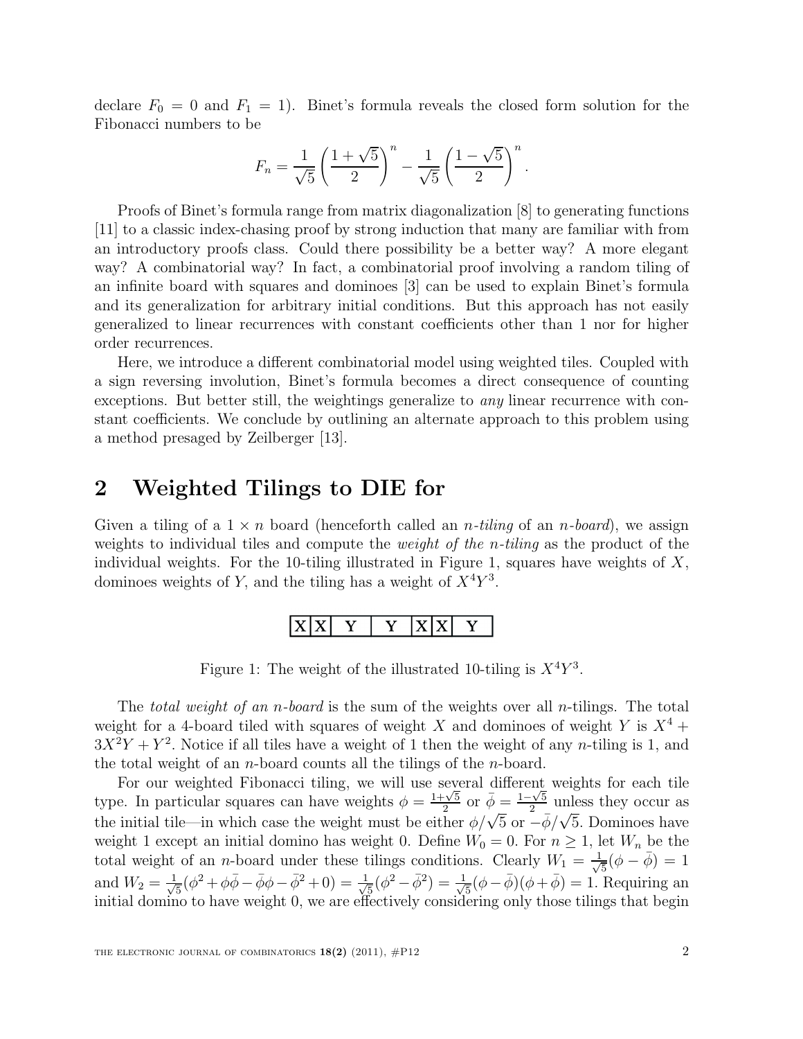declare $F_0 = 0$ and $F_1 = 1$). Binet's formula reveals the closed form solution for the Fibonacci numbers to be

$$F_n = \frac{1}{\sqrt{5}}\left(\frac{1+\sqrt{5}}{2}\right)^n - \frac{1}{\sqrt{5}}\left(\frac{1-\sqrt{5}}{2}\right)^n.$$

Proofs of Binet's formula range from matrix diagonalization [8] to generating functions [11] to a classic index-chasing proof by strong induction that many are familiar with from an introductory proofs class. Could there possibility be a better way? A more elegant way? A combinatorial way? In fact, a combinatorial proof involving a random tiling of an infinite board with squares and dominoes [3] can be used to explain Binet's formula and its generalization for arbitrary initial conditions. But this approach has not easily generalized to linear recurrences with constant coefficients other than 1 nor for higher order recurrences.

Here, we introduce a different combinatorial model using weighted tiles. Coupled with a sign reversing involution, Binet's formula becomes a direct consequence of counting exceptions. But better still, the weightings generalize to *any* linear recurrence with constant coefficients. We conclude by outlining an alternate approach to this problem using a method presaged by Zeilberger [13].

## 2 Weighted Tilings to DIE for

Given a tiling of a $1 \times n$ board (henceforth called an *n-tiling* of an *n-board*), we assign weights to individual tiles and compute the *weight of the n-tiling* as the product of the individual weights. For the 10-tiling illustrated in Figure 1, squares have weights of $X$, dominoes weights of $Y$, and the tiling has a weight of $X^4Y^3$.

| X | X | Y | Y | X | X | Y |
|---|---|---|---|---|---|---|

Figure 1: The weight of the illustrated 10-tiling is $X^4Y^3$.

The *total weight of an n-board* is the sum of the weights over all $n$-tilings. The total weight for a 4-board tiled with squares of weight $X$ and dominoes of weight $Y$ is $X^4 + 3X^2Y + Y^2$. Notice if all tiles have a weight of 1 then the weight of any $n$-tiling is 1, and the total weight of an $n$-board counts all the tilings of the $n$-board.

For our weighted Fibonacci tiling, we will use several different weights for each tile type. In particular squares can have weights $\phi = \frac{1+\sqrt{5}}{2}$ or $\bar{\phi} = \frac{1-\sqrt{5}}{2}$ unless they occur as the initial tile—in which case the weight must be either $\phi/\sqrt{5}$ or $-\bar{\phi}/\sqrt{5}$. Dominoes have weight 1 except an initial domino has weight 0. Define $W_0 = 0$. For $n \geq 1$, let $W_n$ be the total weight of an $n$-board under these tilings conditions. Clearly $W_1 = \frac{1}{\sqrt{5}}(\phi - \bar{\phi}) = 1$ and $W_2 = \frac{1}{\sqrt{5}}(\phi^2 + \phi\bar{\phi} - \bar{\phi}\phi - \bar{\phi}^2 + 0) = \frac{1}{\sqrt{5}}(\phi^2 - \bar{\phi}^2) = \frac{1}{\sqrt{5}}(\phi - \bar{\phi})(\phi + \bar{\phi}) = 1$. Requiring an initial domino to have weight 0, we are effectively considering only those tilings that begin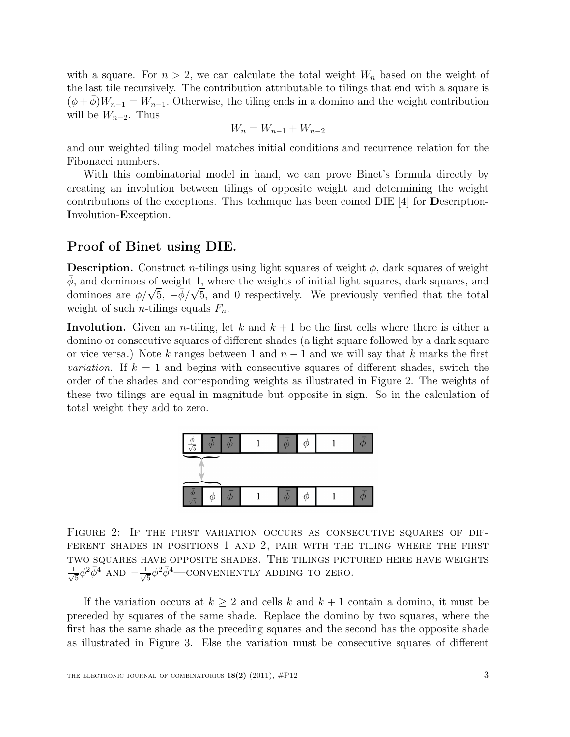with a square. For $n > 2$, we can calculate the total weight $W_n$ based on the weight of the last tile recursively. The contribution attributable to tilings that end with a square is $(\phi + \bar{\phi})W_{n-1} = W_{n-1}$. Otherwise, the tiling ends in a domino and the weight contribution will be $W_{n-2}$. Thus

$$W_n = W_{n-1} + W_{n-2}$$

and our weighted tiling model matches initial conditions and recurrence relation for the Fibonacci numbers.

With this combinatorial model in hand, we can prove Binet's formula directly by creating an involution between tilings of opposite weight and determining the weight contributions of the exceptions. This technique has been coined DIE [4] for **D**escription-**I**nvolution-**E**xception.

## Proof of Binet using DIE.

**Description.** Construct $n$-tilings using light squares of weight $\phi$, dark squares of weight $\bar{\phi}$, and dominoes of weight 1, where the weights of initial light squares, dark squares, and dominoes are $\phi/\sqrt{5}$, $-\bar{\phi}/\sqrt{5}$, and 0 respectively. We previously verified that the total weight of such $n$-tilings equals $F_n$.

**Involution.** Given an $n$-tiling, let $k$ and $k+1$ be the first cells where there is either a domino or consecutive squares of different shades (a light square followed by a dark square or vice versa.) Note $k$ ranges between 1 and $n-1$ and we will say that $k$ marks the first *variation*. If $k = 1$ and begins with consecutive squares of different shades, switch the order of the shades and corresponding weights as illustrated in Figure 2. The weights of these two tilings are equal in magnitude but opposite in sign. So in the calculation of total weight they add to zero.

Figure 2: If the first variation occurs as consecutive squares of different shades in positions 1 and 2, pair with the tiling where the first two squares have opposite shades. The tilings pictured here have weights $\frac{1}{\sqrt{5}}\phi^2\bar{\phi}^4$ and $-\frac{1}{\sqrt{5}}\phi^2\bar{\phi}^4$—conveniently adding to zero.

If the variation occurs at $k \geq 2$ and cells $k$ and $k+1$ contain a domino, it must be preceded by squares of the same shade. Replace the domino by two squares, where the first has the same shade as the preceding squares and the second has the opposite shade as illustrated in Figure 3. Else the variation must be consecutive squares of different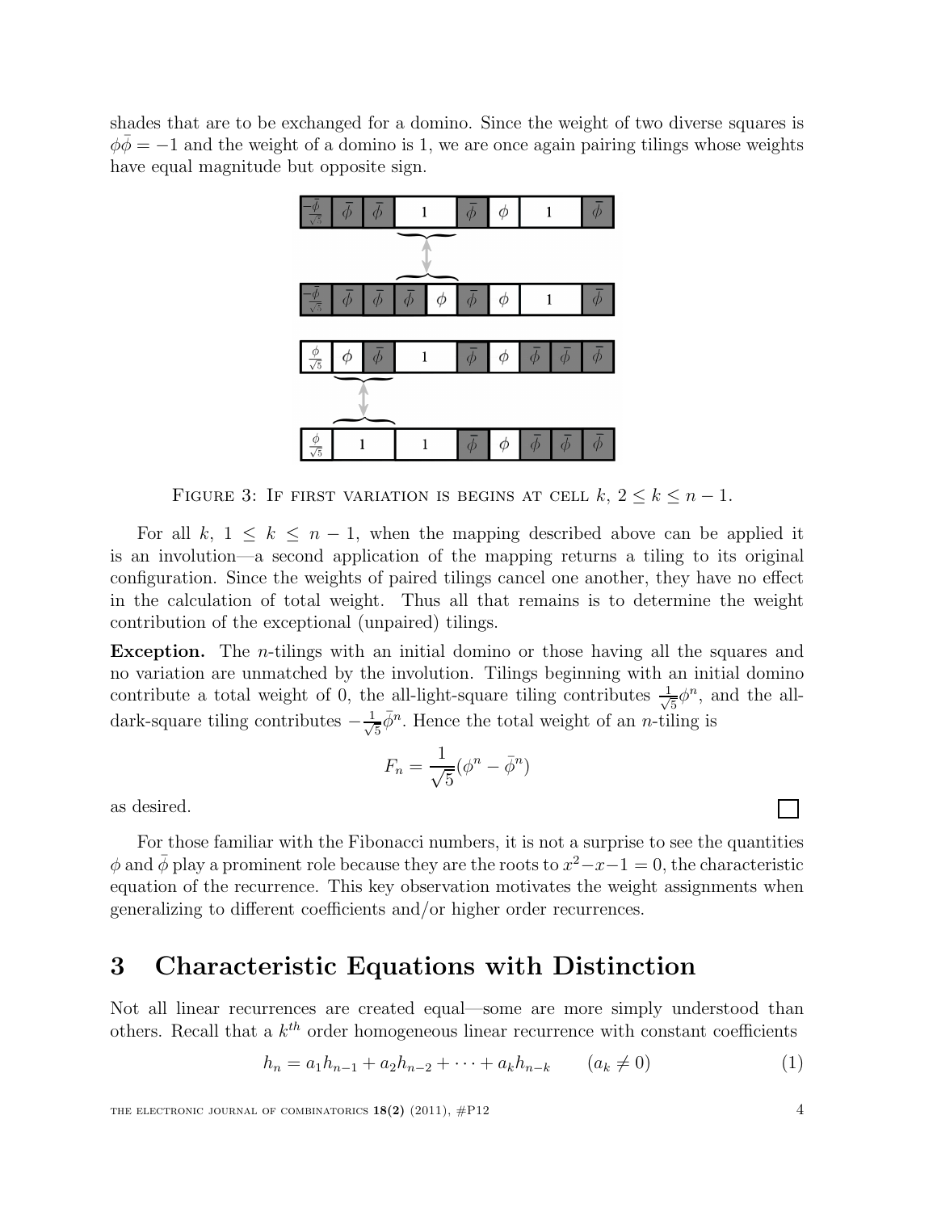shades that are to be exchanged for a domino. Since the weight of two diverse squares is $\phi\bar{\phi} = -1$ and the weight of a domino is 1, we are once again pairing tilings whose weights have equal magnitude but opposite sign.

FIGURE 3: IF FIRST VARIATION IS BEGINS AT CELL $k$, $2 \leq k \leq n-1$.

For all $k$, $1 \leq k \leq n-1$, when the mapping described above can be applied it is an involution—a second application of the mapping returns a tiling to its original configuration. Since the weights of paired tilings cancel one another, they have no effect in the calculation of total weight. Thus all that remains is to determine the weight contribution of the exceptional (unpaired) tilings.

**Exception.** The $n$-tilings with an initial domino or those having all the squares and no variation are unmatched by the involution. Tilings beginning with an initial domino contribute a total weight of 0, the all-light-square tiling contributes $\frac{1}{\sqrt{5}}\phi^n$, and the all-dark-square tiling contributes $-\frac{1}{\sqrt{5}}\bar{\phi}^n$. Hence the total weight of an $n$-tiling is

$$F_n = \frac{1}{\sqrt{5}}(\phi^n - \bar{\phi}^n)$$

as desired. □

For those familiar with the Fibonacci numbers, it is not a surprise to see the quantities $\phi$ and $\bar{\phi}$ play a prominent role because they are the roots to $x^2 - x - 1 = 0$, the characteristic equation of the recurrence. This key observation motivates the weight assignments when generalizing to different coefficients and/or higher order recurrences.

# 3 Characteristic Equations with Distinction

Not all linear recurrences are created equal—some are more simply understood than others. Recall that a $k^{th}$ order homogeneous linear recurrence with constant coefficients

$$h_n = a_1 h_{n-1} + a_2 h_{n-2} + \cdots + a_k h_{n-k} \qquad (a_k \neq 0) \tag{1}$$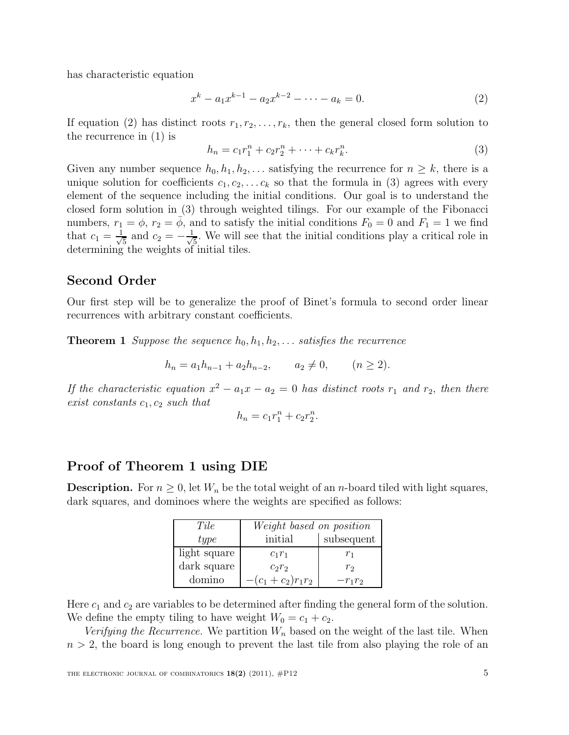has characteristic equation

$$x^k - a_1 x^{k-1} - a_2 x^{k-2} - \cdots - a_k = 0. \tag{2}$$

If equation (2) has distinct roots $r_1, r_2, \ldots, r_k$, then the general closed form solution to the recurrence in (1) is

$$h_n = c_1 r_1^n + c_2 r_2^n + \cdots + c_k r_k^n. \tag{3}$$

Given any number sequence $h_0, h_1, h_2, \ldots$ satisfying the recurrence for $n \geq k$, there is a unique solution for coefficients $c_1, c_2, \ldots c_k$ so that the formula in (3) agrees with every element of the sequence including the initial conditions. Our goal is to understand the closed form solution in (3) through weighted tilings. For our example of the Fibonacci numbers, $r_1 = \phi$, $r_2 = \bar{\phi}$, and to satisfy the initial conditions $F_0 = 0$ and $F_1 = 1$ we find that $c_1 = \frac{1}{\sqrt{5}}$ and $c_2 = -\frac{1}{\sqrt{5}}$. We will see that the initial conditions play a critical role in determining the weights of initial tiles.

## Second Order

Our first step will be to generalize the proof of Binet's formula to second order linear recurrences with arbitrary constant coefficients.

**Theorem 1** *Suppose the sequence $h_0, h_1, h_2, \ldots$ satisfies the recurrence*

$$h_n = a_1 h_{n-1} + a_2 h_{n-2}, \qquad a_2 \neq 0, \qquad (n \geq 2).$$

*If the characteristic equation $x^2 - a_1 x - a_2 = 0$ has distinct roots $r_1$ and $r_2$, then there exist constants $c_1, c_2$ such that*

$$h_n = c_1 r_1^n + c_2 r_2^n.$$

## Proof of Theorem 1 using DIE

**Description.** For $n \geq 0$, let $W_n$ be the total weight of an $n$-board tiled with light squares, dark squares, and dominoes where the weights are specified as follows:

| *Tile* | *Weight based on position* | |
|---|---|---|
| *type* | initial | subsequent |
| light square | $c_1 r_1$ | $r_1$ |
| dark square | $c_2 r_2$ | $r_2$ |
| domino | $-(c_1+c_2) r_1 r_2$ | $-r_1 r_2$ |

Here $c_1$ and $c_2$ are variables to be determined after finding the general form of the solution. We define the empty tiling to have weight $W_0 = c_1 + c_2$.

*Verifying the Recurrence.* We partition $W_n$ based on the weight of the last tile. When $n > 2$, the board is long enough to prevent the last tile from also playing the role of an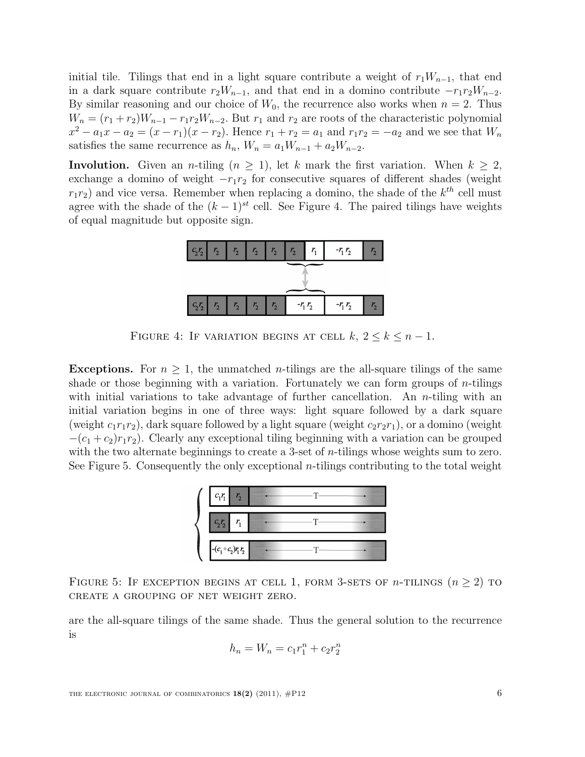initial tile. Tilings that end in a light square contribute a weight of $r_1 W_{n-1}$, that end in a dark square contribute $r_2 W_{n-1}$, and that end in a domino contribute $-r_1 r_2 W_{n-2}$. By similar reasoning and our choice of $W_0$, the recurrence also works when $n = 2$. Thus $W_n = (r_1 + r_2)W_{n-1} - r_1 r_2 W_{n-2}$. But $r_1$ and $r_2$ are roots of the characteristic polynomial $x^2 - a_1 x - a_2 = (x - r_1)(x - r_2)$. Hence $r_1 + r_2 = a_1$ and $r_1 r_2 = -a_2$ and we see that $W_n$ satisfies the same recurrence as $h_n$, $W_n = a_1 W_{n-1} + a_2 W_{n-2}$.

**Involution.** Given an $n$-tiling ($n \geq 1$), let $k$ mark the first variation. When $k \geq 2$, exchange a domino of weight $-r_1 r_2$ for consecutive squares of different shades (weight $r_1 r_2$) and vice versa. Remember when replacing a domino, the shade of the $k^{th}$ cell must agree with the shade of the $(k-1)^{st}$ cell. See Figure 4. The paired tilings have weights of equal magnitude but opposite sign.

Figure 4: If variation begins at cell $k$, $2 \leq k \leq n-1$.

**Exceptions.** For $n \geq 1$, the unmatched $n$-tilings are the all-square tilings of the same shade or those beginning with a variation. Fortunately we can form groups of $n$-tilings with initial variations to take advantage of further cancellation. An $n$-tiling with an initial variation begins in one of three ways: light square followed by a dark square (weight $c_1 r_1 r_2$), dark square followed by a light square (weight $c_2 r_2 r_1$), or a domino (weight $-(c_1 + c_2) r_1 r_2$). Clearly any exceptional tiling beginning with a variation can be grouped with the two alternate beginnings to create a 3-set of $n$-tilings whose weights sum to zero. See Figure 5. Consequently the only exceptional $n$-tilings contributing to the total weight are the all-square tilings of the same shade. Thus the general solution to the recurrence is

Figure 5: If exception begins at cell 1, form 3-sets of $n$-tilings ($n \geq 2$) to create a grouping of net weight zero.

$$h_n = W_n = c_1 r_1^n + c_2 r_2^n$$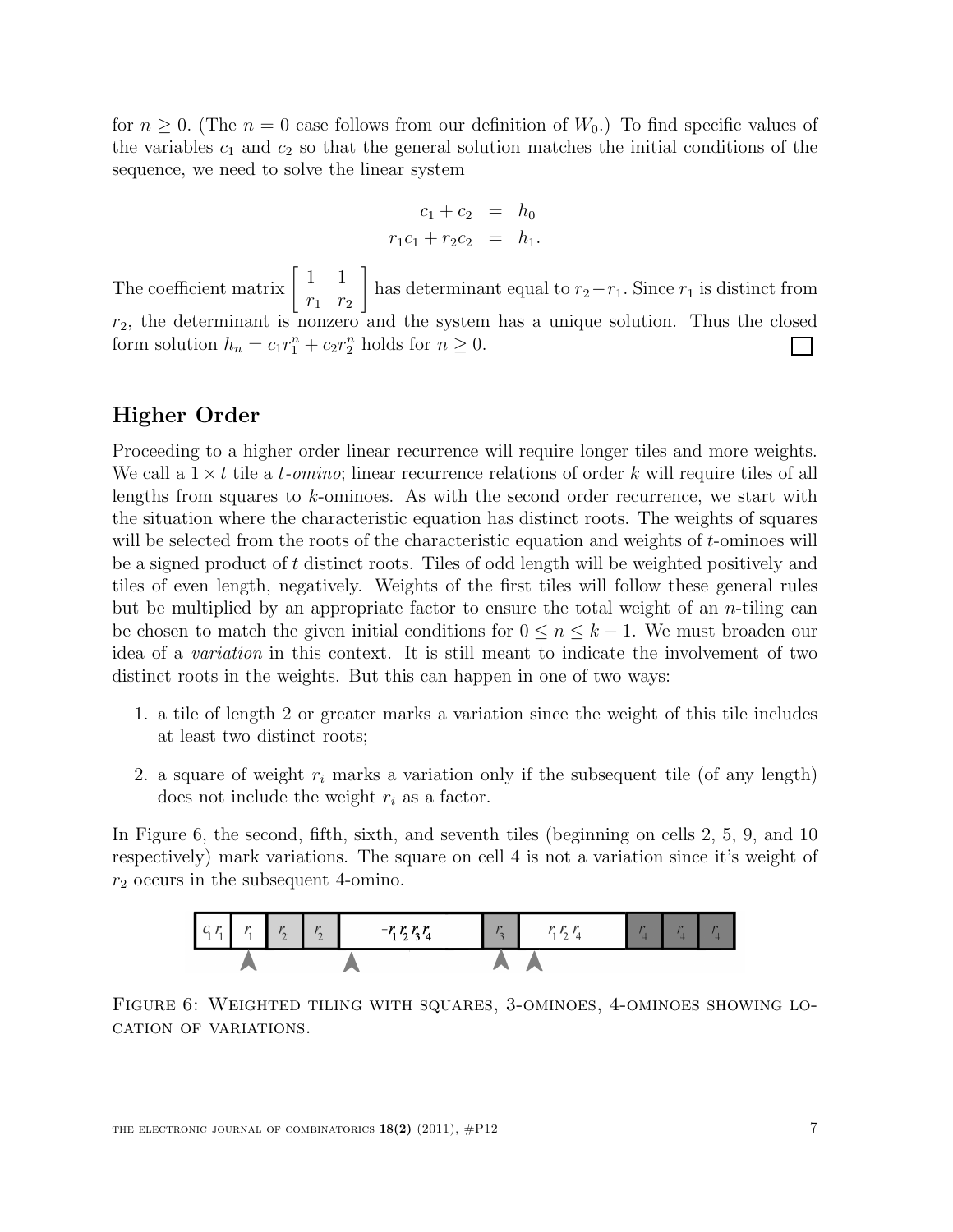for $n \geq 0$. (The $n = 0$ case follows from our definition of $W_0$.) To find specific values of the variables $c_1$ and $c_2$ so that the general solution matches the initial conditions of the sequence, we need to solve the linear system

$$\begin{aligned} c_1 + c_2 &= h_0 \\ r_1 c_1 + r_2 c_2 &= h_1. \end{aligned}$$

The coefficient matrix $\begin{bmatrix} 1 & 1 \\ r_1 & r_2 \end{bmatrix}$ has determinant equal to $r_2 - r_1$. Since $r_1$ is distinct from $r_2$, the determinant is nonzero and the system has a unique solution. Thus the closed form solution $h_n = c_1 r_1^n + c_2 r_2^n$ holds for $n \geq 0$. □

## Higher Order

Proceeding to a higher order linear recurrence will require longer tiles and more weights. We call a $1 \times t$ tile a *t-omino*; linear recurrence relations of order $k$ will require tiles of all lengths from squares to $k$-ominoes. As with the second order recurrence, we start with the situation where the characteristic equation has distinct roots. The weights of squares will be selected from the roots of the characteristic equation and weights of $t$-ominoes will be a signed product of $t$ distinct roots. Tiles of odd length will be weighted positively and tiles of even length, negatively. Weights of the first tiles will follow these general rules but be multiplied by an appropriate factor to ensure the total weight of an $n$-tiling can be chosen to match the given initial conditions for $0 \leq n \leq k-1$. We must broaden our idea of a *variation* in this context. It is still meant to indicate the involvement of two distinct roots in the weights. But this can happen in one of two ways:

1. a tile of length 2 or greater marks a variation since the weight of this tile includes at least two distinct roots;
2. a square of weight $r_i$ marks a variation only if the subsequent tile (of any length) does not include the weight $r_i$ as a factor.

In Figure 6, the second, fifth, sixth, and seventh tiles (beginning on cells 2, 5, 9, and 10 respectively) mark variations. The square on cell 4 is not a variation since it's weight of $r_2$ occurs in the subsequent 4-omino.

| $c_1 r_1$ | $r_1$ | $r_2$ | $r_2$ | $-r_1 r_2 r_3 r_4$ | $r_3$ | $r_1 r_2 r_4$ | $r_4$ | $r_4$ | $r_4$ |
|---|---|---|---|---|---|---|---|---|---|
| | ▲ | | | ▲ | ▲ | ▲ | | | |

Figure 6: Weighted tiling with squares, 3-ominoes, 4-ominoes showing location of variations.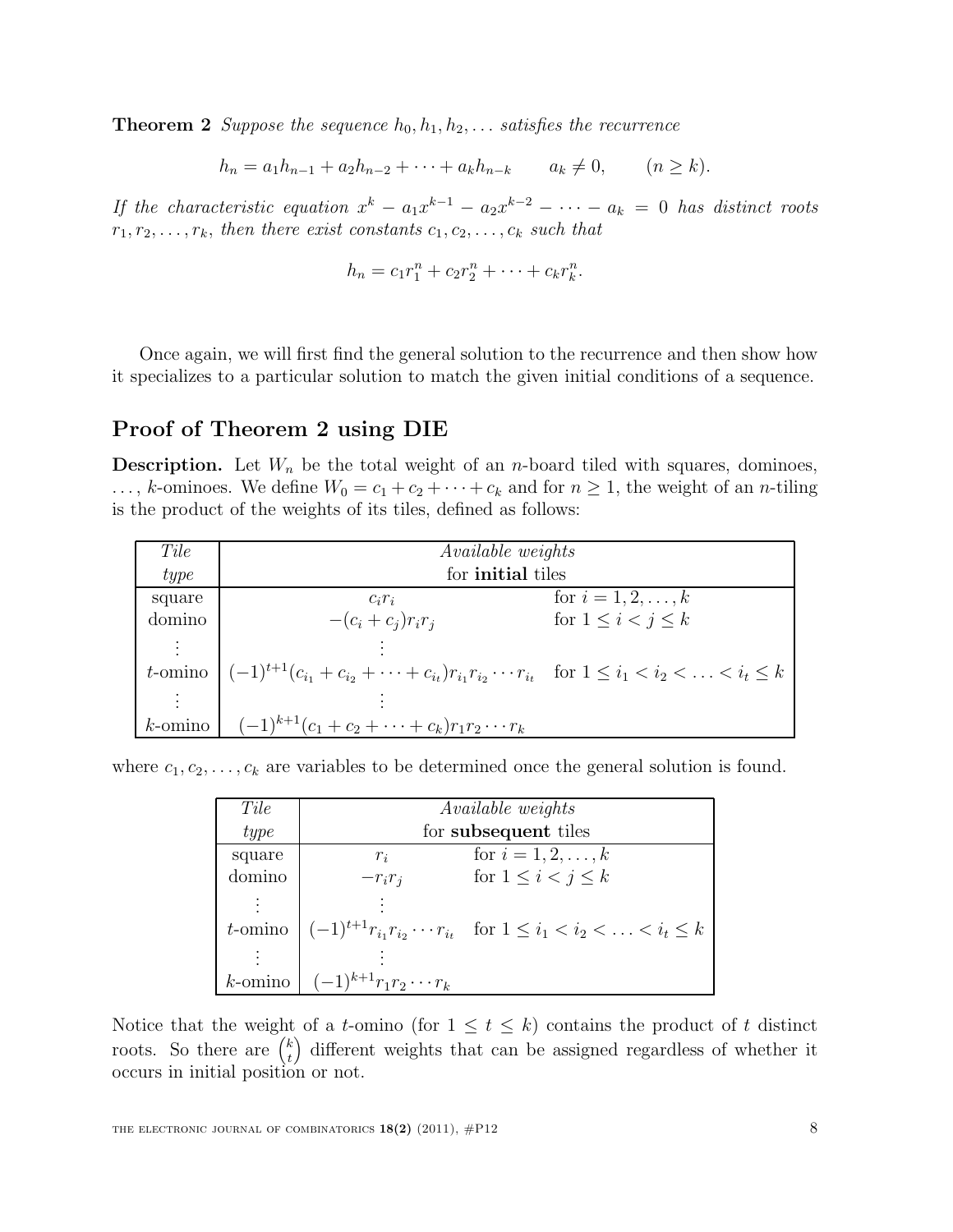**Theorem 2** *Suppose the sequence $h_0, h_1, h_2, \ldots$ satisfies the recurrence*

$$h_n = a_1 h_{n-1} + a_2 h_{n-2} + \cdots + a_k h_{n-k} \qquad a_k \neq 0, \qquad (n \geq k).$$

*If the characteristic equation $x^k - a_1 x^{k-1} - a_2 x^{k-2} - \cdots - a_k = 0$ has distinct roots $r_1, r_2, \ldots, r_k$, then there exist constants $c_1, c_2, \ldots, c_k$ such that*

$$h_n = c_1 r_1^n + c_2 r_2^n + \cdots + c_k r_k^n.$$

Once again, we will first find the general solution to the recurrence and then show how it specializes to a particular solution to match the given initial conditions of a sequence.

## Proof of Theorem 2 using DIE

**Description.** Let $W_n$ be the total weight of an $n$-board tiled with squares, dominoes, $\ldots$, $k$-ominoes. We define $W_0 = c_1 + c_2 + \cdots + c_k$ and for $n \geq 1$, the weight of an $n$-tiling is the product of the weights of its tiles, defined as follows:

| *Tile type* | *Available weights* for **initial** tiles | |
|---|---|---|
| square | $c_i r_i$ | for $i = 1, 2, \ldots, k$ |
| domino | $-(c_i + c_j) r_i r_j$ | for $1 \leq i < j \leq k$ |
| $\vdots$ | $\vdots$ | |
| $t$-omino | $(-1)^{t+1}(c_{i_1} + c_{i_2} + \cdots + c_{i_t}) r_{i_1} r_{i_2} \cdots r_{i_t}$ | for $1 \leq i_1 < i_2 < \ldots < i_t \leq k$ |
| $\vdots$ | $\vdots$ | |
| $k$-omino | $(-1)^{k+1}(c_1 + c_2 + \cdots + c_k) r_1 r_2 \cdots r_k$ | |

where $c_1, c_2, \ldots, c_k$ are variables to be determined once the general solution is found.

| *Tile type* | *Available weights* for **subsequent** tiles | |
|---|---|---|
| square | $r_i$ | for $i = 1, 2, \ldots, k$ |
| domino | $-r_i r_j$ | for $1 \leq i < j \leq k$ |
| $\vdots$ | $\vdots$ | |
| $t$-omino | $(-1)^{t+1} r_{i_1} r_{i_2} \cdots r_{i_t}$ | for $1 \leq i_1 < i_2 < \ldots < i_t \leq k$ |
| $\vdots$ | $\vdots$ | |
| $k$-omino | $(-1)^{k+1} r_1 r_2 \cdots r_k$ | |

Notice that the weight of a $t$-omino (for $1 \leq t \leq k$) contains the product of $t$ distinct roots. So there are $\binom{k}{t}$ different weights that can be assigned regardless of whether it occurs in initial position or not.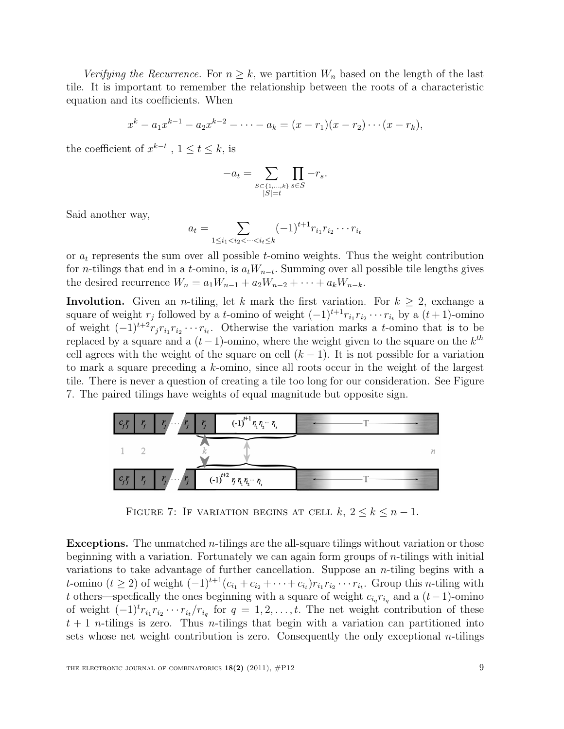*Verifying the Recurrence.* For $n \geq k$, we partition $W_n$ based on the length of the last tile. It is important to remember the relationship between the roots of a characteristic equation and its coefficients. When

$$x^k - a_1 x^{k-1} - a_2 x^{k-2} - \cdots - a_k = (x - r_1)(x - r_2) \cdots (x - r_k),$$

the coefficient of $x^{k-t}$ , $1 \leq t \leq k$, is

$$-a_t = \sum_{\substack{S \subset \{1,\ldots,k\} \\ |S|=t}} \prod_{s \in S} -r_s.$$

Said another way,

$$a_t = \sum_{1 \leq i_1 < i_2 < \cdots < i_t \leq k} (-1)^{t+1} r_{i_1} r_{i_2} \cdots r_{i_t}$$

or $a_t$ represents the sum over all possible $t$-omino weights. Thus the weight contribution for $n$-tilings that end in a $t$-omino, is $a_t W_{n-t}$. Summing over all possible tile lengths gives the desired recurrence $W_n = a_1 W_{n-1} + a_2 W_{n-2} + \cdots + a_k W_{n-k}$.

**Involution.** Given an $n$-tiling, let $k$ mark the first variation. For $k \geq 2$, exchange a square of weight $r_j$ followed by a $t$-omino of weight $(-1)^{t+1} r_{i_1} r_{i_2} \cdots r_{i_t}$ by a $(t+1)$-omino of weight $(-1)^{t+2} r_j r_{i_1} r_{i_2} \cdots r_{i_t}$. Otherwise the variation marks a $t$-omino that is to be replaced by a square and a $(t-1)$-omino, where the weight given to the square on the $k^{th}$ cell agrees with the weight of the square on cell $(k-1)$. It is not possible for a variation to mark a square preceding a $k$-omino, since all roots occur in the weight of the largest tile. There is never a question of creating a tile too long for our consideration. See Figure 7. The paired tilings have weights of equal magnitude but opposite sign.

FIGURE 7: IF VARIATION BEGINS AT CELL $k$, $2 \leq k \leq n-1$.

**Exceptions.** The unmatched $n$-tilings are the all-square tilings without variation or those beginning with a variation. Fortunately we can again form groups of $n$-tilings with initial variations to take advantage of further cancellation. Suppose an $n$-tiling begins with a $t$-omino ($t \geq 2$) of weight $(-1)^{t+1}(c_{i_1} + c_{i_2} + \cdots + c_{i_t}) r_{i_1} r_{i_2} \cdots r_{i_t}$. Group this $n$-tiling with $t$ others—specfically the ones beginning with a square of weight $c_{i_q} r_{i_q}$ and a $(t-1)$-omino of weight $(-1)^t r_{i_1} r_{i_2} \cdots r_{i_t} / r_{i_q}$ for $q = 1, 2, \ldots, t$. The net weight contribution of these $t+1$ $n$-tilings is zero. Thus $n$-tilings that begin with a variation can partitioned into sets whose net weight contribution is zero. Consequently the only exceptional $n$-tilings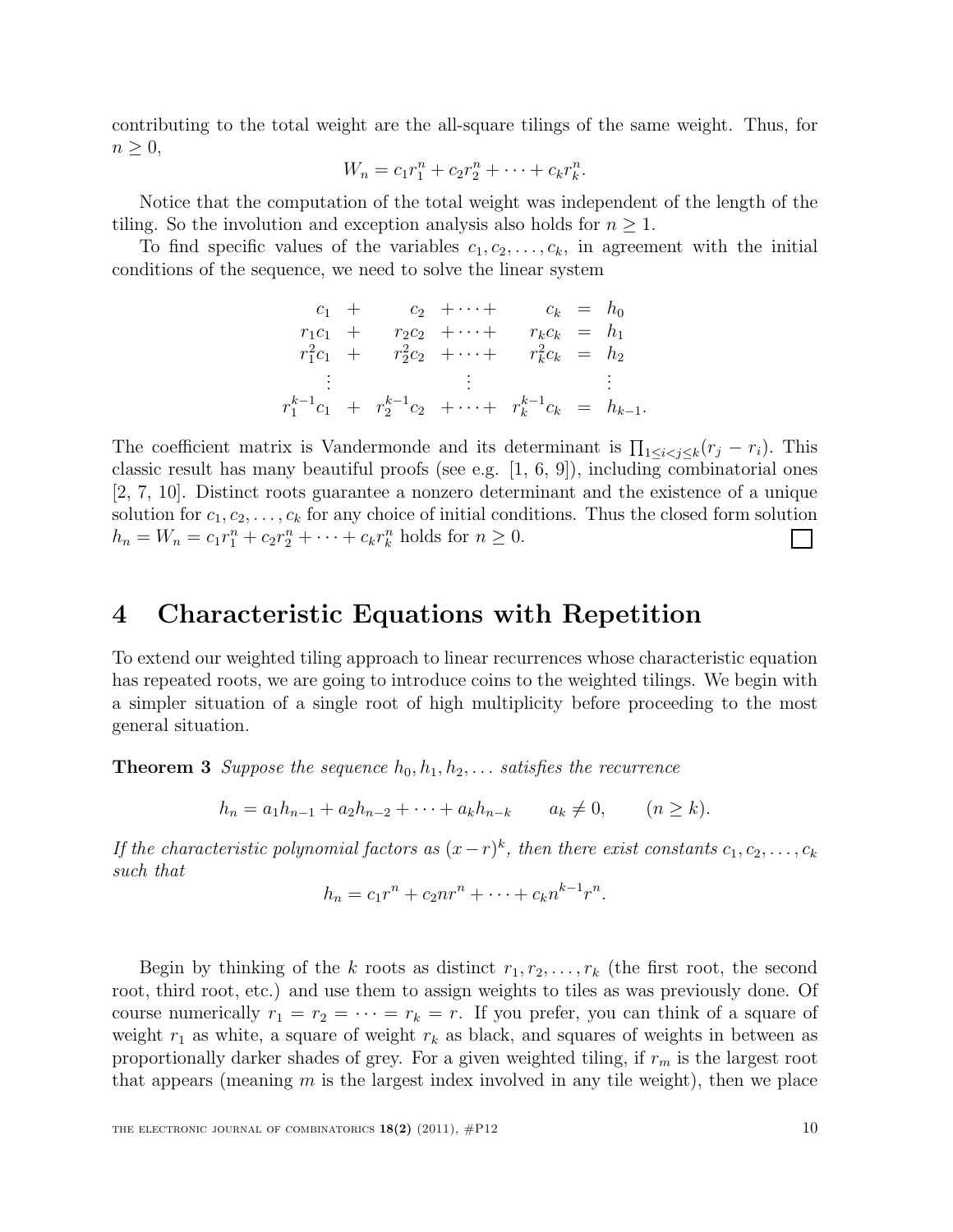contributing to the total weight are the all-square tilings of the same weight. Thus, for $n \geq 0$,

$$W_n = c_1 r_1^n + c_2 r_2^n + \cdots + c_k r_k^n.$$

Notice that the computation of the total weight was independent of the length of the tiling. So the involution and exception analysis also holds for $n \geq 1$.

To find specific values of the variables $c_1, c_2, \ldots, c_k$, in agreement with the initial conditions of the sequence, we need to solve the linear system

$$\begin{array}{ccccccc}
c_1 & + & c_2 & + \cdots + & c_k & = & h_0 \\
r_1 c_1 & + & r_2 c_2 & + \cdots + & r_k c_k & = & h_1 \\
r_1^2 c_1 & + & r_2^2 c_2 & + \cdots + & r_k^2 c_k & = & h_2 \\
\vdots & & \vdots & & & & \vdots \\
r_1^{k-1} c_1 & + & r_2^{k-1} c_2 & + \cdots + & r_k^{k-1} c_k & = & h_{k-1}.
\end{array}$$

The coefficient matrix is Vandermonde and its determinant is $\prod_{1 \leq i < j \leq k}(r_j - r_i)$. This classic result has many beautiful proofs (see e.g. [1, 6, 9]), including combinatorial ones [2, 7, 10]. Distinct roots guarantee a nonzero determinant and the existence of a unique solution for $c_1, c_2, \ldots, c_k$ for any choice of initial conditions. Thus the closed form solution $h_n = W_n = c_1 r_1^n + c_2 r_2^n + \cdots + c_k r_k^n$ holds for $n \geq 0$. □

# 4 Characteristic Equations with Repetition

To extend our weighted tiling approach to linear recurrences whose characteristic equation has repeated roots, we are going to introduce coins to the weighted tilings. We begin with a simpler situation of a single root of high multiplicity before proceeding to the most general situation.

**Theorem 3** *Suppose the sequence $h_0, h_1, h_2, \ldots$ satisfies the recurrence*

$$h_n = a_1 h_{n-1} + a_2 h_{n-2} + \cdots + a_k h_{n-k} \qquad a_k \neq 0, \qquad (n \geq k).$$

*If the characteristic polynomial factors as $(x - r)^k$, then there exist constants $c_1, c_2, \ldots, c_k$ such that*

$$h_n = c_1 r^n + c_2 n r^n + \cdots + c_k n^{k-1} r^n.$$

Begin by thinking of the $k$ roots as distinct $r_1, r_2, \ldots, r_k$ (the first root, the second root, third root, etc.) and use them to assign weights to tiles as was previously done. Of course numerically $r_1 = r_2 = \cdots = r_k = r$. If you prefer, you can think of a square of weight $r_1$ as white, a square of weight $r_k$ as black, and squares of weights in between as proportionally darker shades of grey. For a given weighted tiling, if $r_m$ is the largest root that appears (meaning $m$ is the largest index involved in any tile weight), then we place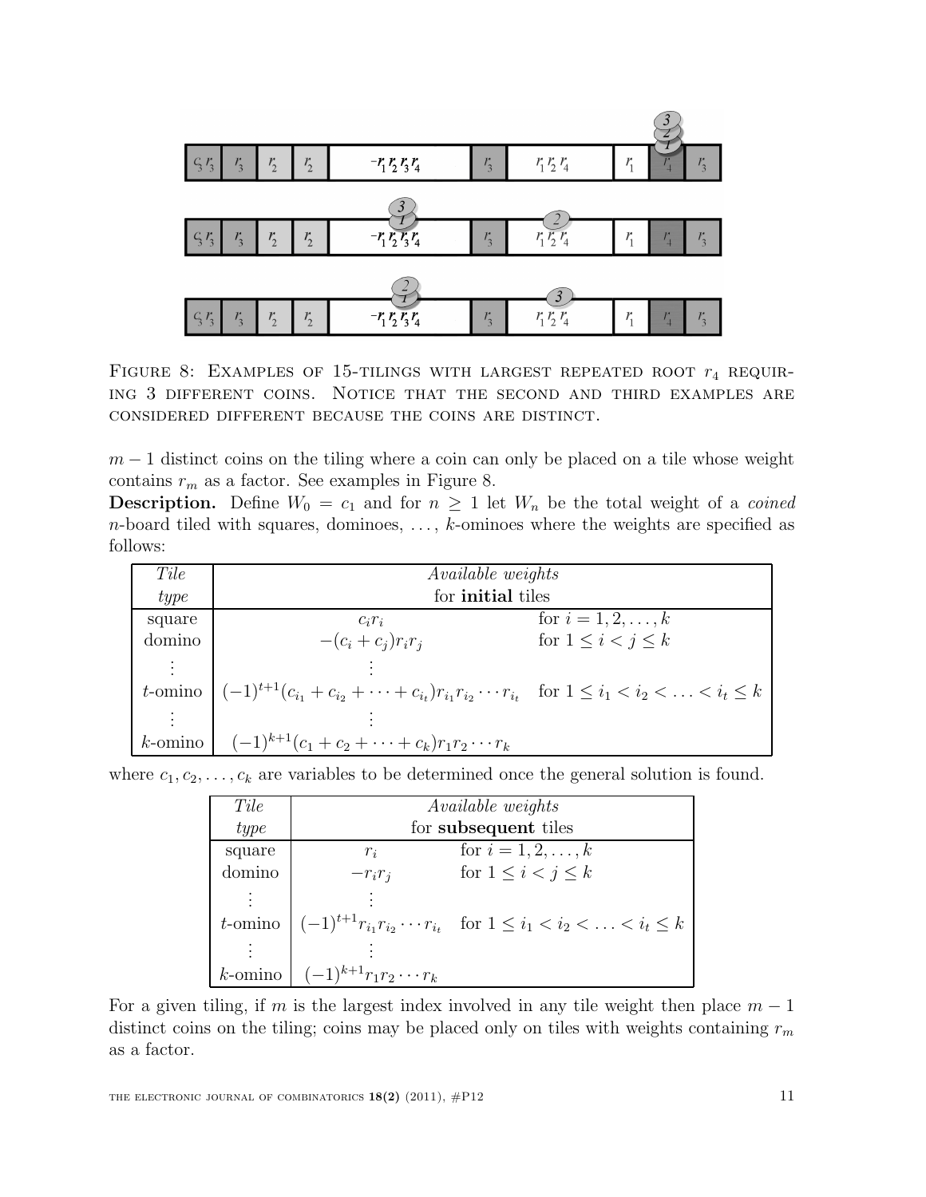Figure 8: Examples of 15-tilings with largest repeated root $r_4$ requiring 3 different coins. Notice that the second and third examples are considered different because the coins are distinct.

$m-1$ distinct coins on the tiling where a coin can only be placed on a tile whose weight contains $r_m$ as a factor. See examples in Figure 8.

**Description.** Define $W_0 = c_1$ and for $n \geq 1$ let $W_n$ be the total weight of a *coined* $n$-board tiled with squares, dominoes, $\ldots$, $k$-ominoes where the weights are specified as follows:

| *Tile type* | *Available weights* for **initial** tiles | |
|---|---|---|
| square | $c_i r_i$ | for $i = 1, 2, \ldots, k$ |
| domino | $-(c_i + c_j) r_i r_j$ | for $1 \leq i < j \leq k$ |
| $\vdots$ | $\vdots$ | |
| $t$-omino | $(-1)^{t+1}(c_{i_1} + c_{i_2} + \cdots + c_{i_t}) r_{i_1} r_{i_2} \cdots r_{i_t}$ | for $1 \leq i_1 < i_2 < \ldots < i_t \leq k$ |
| $\vdots$ | $\vdots$ | |
| $k$-omino | $(-1)^{k+1}(c_1 + c_2 + \cdots + c_k) r_1 r_2 \cdots r_k$ | |

where $c_1, c_2, \ldots, c_k$ are variables to be determined once the general solution is found.

| *Tile type* | *Available weights* for **subsequent** tiles | |
|---|---|---|
| square | $r_i$ | for $i = 1, 2, \ldots, k$ |
| domino | $-r_i r_j$ | for $1 \leq i < j \leq k$ |
| $\vdots$ | $\vdots$ | |
| $t$-omino | $(-1)^{t+1} r_{i_1} r_{i_2} \cdots r_{i_t}$ | for $1 \leq i_1 < i_2 < \ldots < i_t \leq k$ |
| $\vdots$ | $\vdots$ | |
| $k$-omino | $(-1)^{k+1} r_1 r_2 \cdots r_k$ | |

For a given tiling, if $m$ is the largest index involved in any tile weight then place $m-1$ distinct coins on the tiling; coins may be placed only on tiles with weights containing $r_m$ as a factor.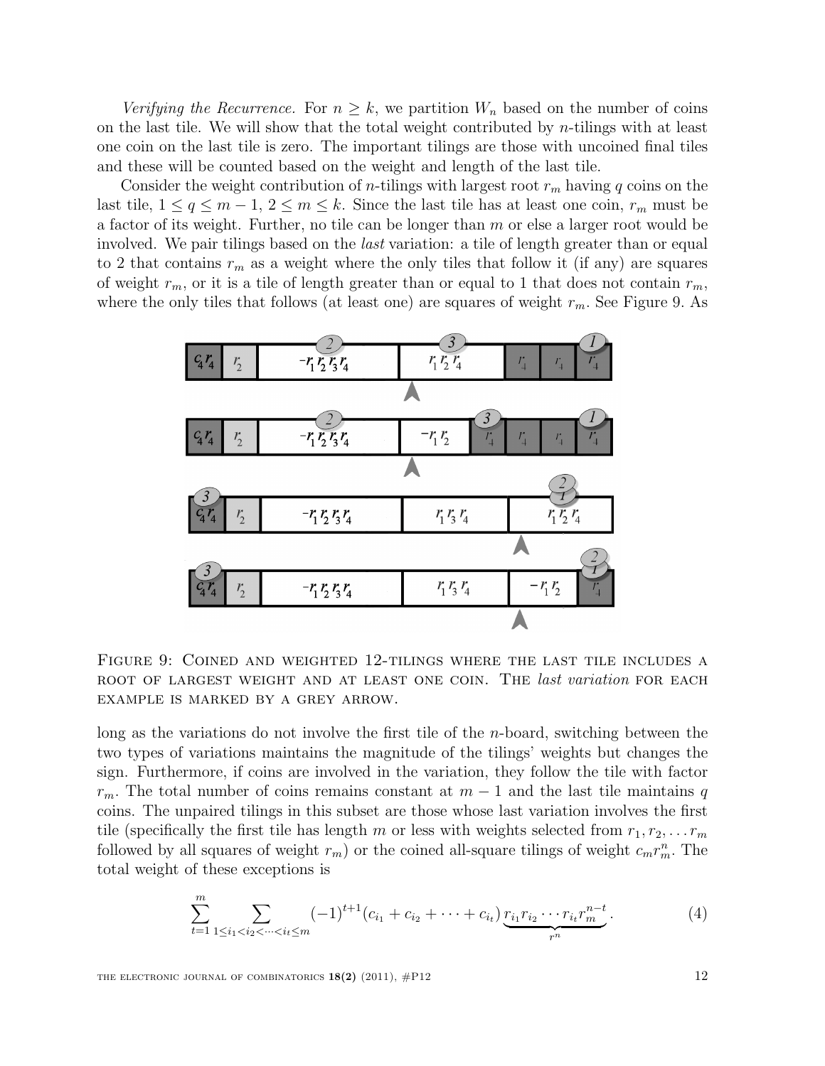*Verifying the Recurrence.* For $n \geq k$, we partition $W_n$ based on the number of coins on the last tile. We will show that the total weight contributed by $n$-tilings with at least one coin on the last tile is zero. The important tilings are those with uncoined final tiles and these will be counted based on the weight and length of the last tile.

Consider the weight contribution of $n$-tilings with largest root $r_m$ having $q$ coins on the last tile, $1 \leq q \leq m-1$, $2 \leq m \leq k$. Since the last tile has at least one coin, $r_m$ must be a factor of its weight. Further, no tile can be longer than $m$ or else a larger root would be involved. We pair tilings based on the *last* variation: a tile of length greater than or equal to 2 that contains $r_m$ as a weight where the only tiles that follow it (if any) are squares of weight $r_m$, or it is a tile of length greater than or equal to 1 that does not contain $r_m$, where the only tiles that follows (at least one) are squares of weight $r_m$. See Figure 9. As long as the variations do not involve the first tile of the $n$-board, switching between the two types of variations maintains the magnitude of the tilings' weights but changes the sign. Furthermore, if coins are involved in the variation, they follow the tile with factor $r_m$. The total number of coins remains constant at $m-1$ and the last tile maintains $q$ coins. The unpaired tilings in this subset are those whose last variation involves the first tile (specifically the first tile has length $m$ or less with weights selected from $r_1, r_2, \ldots r_m$ followed by all squares of weight $r_m$) or the coined all-square tilings of weight $c_m r_m^n$. The total weight of these exceptions is

Figure 9: Coined and weighted 12-tilings where the last tile includes a root of largest weight and at least one coin. The *last variation* for each example is marked by a grey arrow.

$$\sum_{t=1}^{m} \sum_{1 \leq i_1 < i_2 < \cdots < i_t \leq m} (-1)^{t+1}(c_{i_1} + c_{i_2} + \cdots + c_{i_t}) \underbrace{r_{i_1} r_{i_2} \cdots r_{i_t} r_m^{n-t}}_{r^n}. \tag{4}$$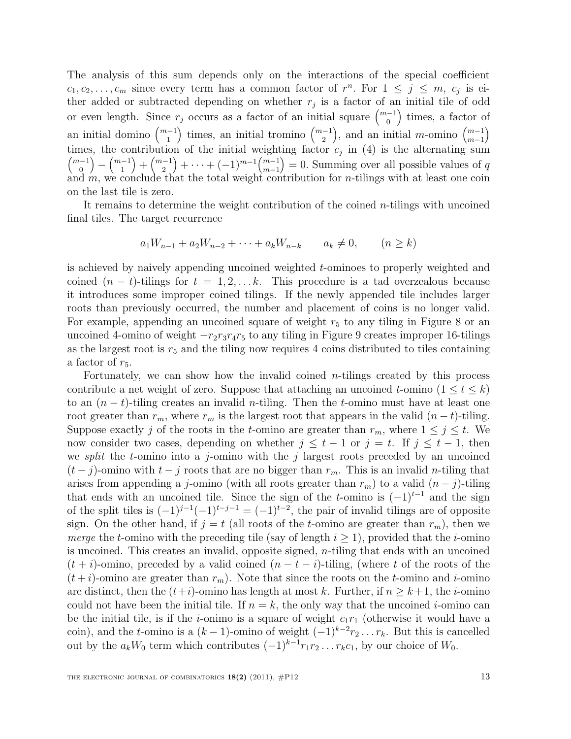The analysis of this sum depends only on the interactions of the special coefficient $c_1, c_2, \ldots, c_m$ since every term has a common factor of $r^n$. For $1 \leq j \leq m$, $c_j$ is either added or subtracted depending on whether $r_j$ is a factor of an initial tile of odd or even length. Since $r_j$ occurs as a factor of an initial square $\binom{m-1}{0}$ times, a factor of an initial domino $\binom{m-1}{1}$ times, an initial tromino $\binom{m-1}{2}$, and an initial $m$-omino $\binom{m-1}{m-1}$ times, the contribution of the initial weighting factor $c_j$ in (4) is the alternating sum $\binom{m-1}{0} - \binom{m-1}{1} + \binom{m-1}{2} + \cdots + (-1)^{m-1}\binom{m-1}{m-1} = 0$. Summing over all possible values of $q$ and $m$, we conclude that the total weight contribution for $n$-tilings with at least one coin on the last tile is zero.

It remains to determine the weight contribution of the coined $n$-tilings with uncoined final tiles. The target recurrence

$$a_1 W_{n-1} + a_2 W_{n-2} + \cdots + a_k W_{n-k} \qquad a_k \neq 0, \qquad (n \geq k)$$

is achieved by naively appending uncoined weighted $t$-ominoes to properly weighted and coined $(n-t)$-tilings for $t = 1, 2, \ldots k$. This procedure is a tad overzealous because it introduces some improper coined tilings. If the newly appended tile includes larger roots than previously occurred, the number and placement of coins is no longer valid. For example, appending an uncoined square of weight $r_5$ to any tiling in Figure 8 or an uncoined 4-omino of weight $-r_2 r_3 r_4 r_5$ to any tiling in Figure 9 creates improper 16-tilings as the largest root is $r_5$ and the tiling now requires 4 coins distributed to tiles containing a factor of $r_5$.

Fortunately, we can show how the invalid coined $n$-tilings created by this process contribute a net weight of zero. Suppose that attaching an uncoined $t$-omino $(1 \leq t \leq k)$ to an $(n-t)$-tiling creates an invalid $n$-tiling. Then the $t$-omino must have at least one root greater than $r_m$, where $r_m$ is the largest root that appears in the valid $(n-t)$-tiling. Suppose exactly $j$ of the roots in the $t$-omino are greater than $r_m$, where $1 \leq j \leq t$. We now consider two cases, depending on whether $j \leq t-1$ or $j = t$. If $j \leq t-1$, then we *split* the $t$-omino into a $j$-omino with the $j$ largest roots preceded by an uncoined $(t-j)$-omino with $t-j$ roots that are no bigger than $r_m$. This is an invalid $n$-tiling that arises from appending a $j$-omino (with all roots greater than $r_m$) to a valid $(n-j)$-tiling that ends with an uncoined tile. Since the sign of the $t$-omino is $(-1)^{t-1}$ and the sign of the split tiles is $(-1)^{j-1}(-1)^{t-j-1} = (-1)^{t-2}$, the pair of invalid tilings are of opposite sign. On the other hand, if $j = t$ (all roots of the $t$-omino are greater than $r_m$), then we *merge* the $t$-omino with the preceding tile (say of length $i \geq 1$), provided that the $i$-omino is uncoined. This creates an invalid, opposite signed, $n$-tiling that ends with an uncoined $(t+i)$-omino, preceded by a valid coined $(n-t-i)$-tiling, (where $t$ of the roots of the $(t+i)$-omino are greater than $r_m$). Note that since the roots on the $t$-omino and $i$-omino are distinct, then the $(t+i)$-omino has length at most $k$. Further, if $n \geq k+1$, the $i$-omino could not have been the initial tile. If $n = k$, the only way that the uncoined $i$-omino can be the initial tile, is if the $i$-onimo is a square of weight $c_1 r_1$ (otherwise it would have a coin), and the $t$-omino is a $(k-1)$-omino of weight $(-1)^{k-2} r_2 \ldots r_k$. But this is cancelled out by the $a_k W_0$ term which contributes $(-1)^{k-1} r_1 r_2 \ldots r_k c_1$, by our choice of $W_0$.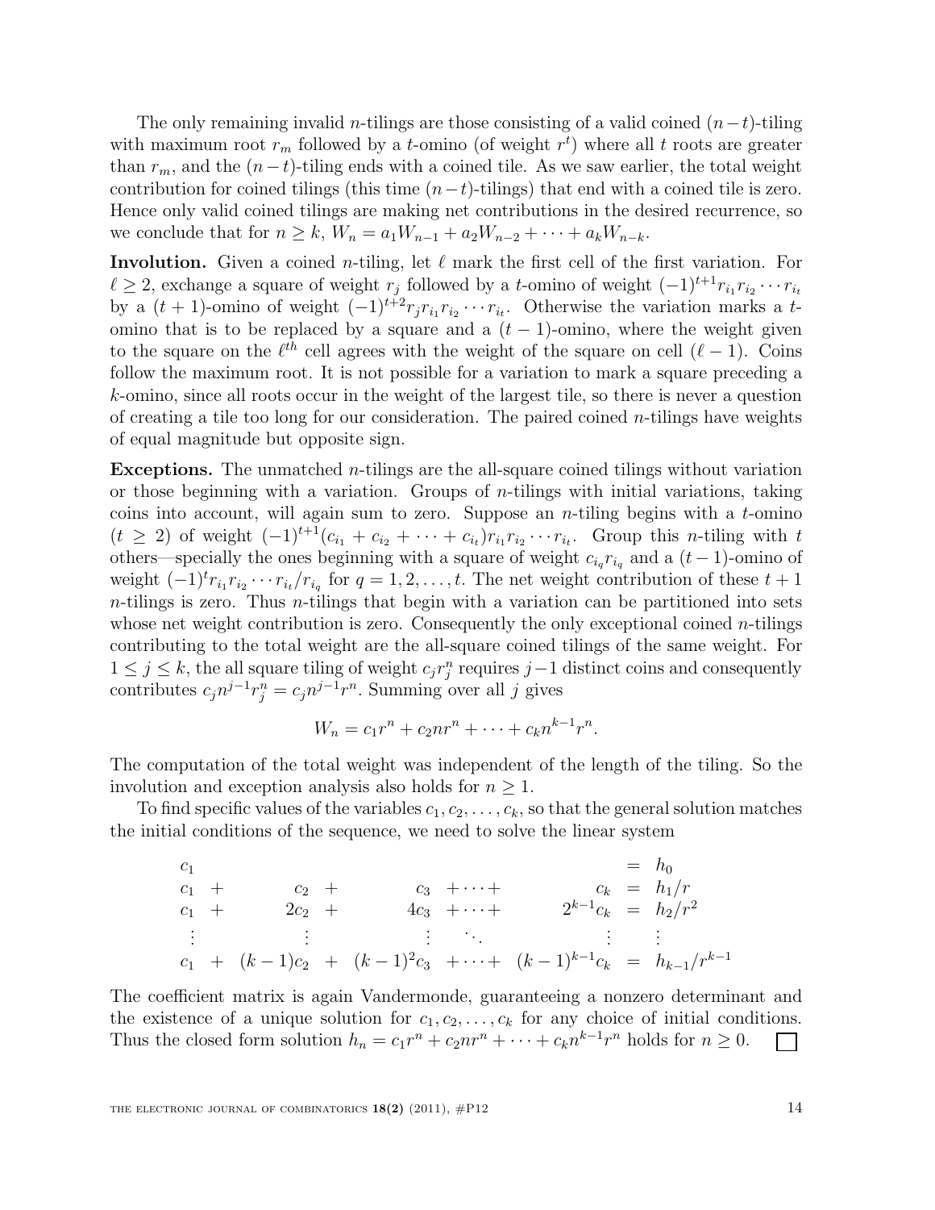The only remaining invalid $n$-tilings are those consisting of a valid coined $(n-t)$-tiling with maximum root $r_m$ followed by a $t$-omino (of weight $r^t$) where all $t$ roots are greater than $r_m$, and the $(n-t)$-tiling ends with a coined tile. As we saw earlier, the total weight contribution for coined tilings (this time $(n-t)$-tilings) that end with a coined tile is zero. Hence only valid coined tilings are making net contributions in the desired recurrence, so we conclude that for $n \geq k$, $W_n = a_1 W_{n-1} + a_2 W_{n-2} + \cdots + a_k W_{n-k}$.

**Involution.** Given a coined $n$-tiling, let $\ell$ mark the first cell of the first variation. For $\ell \geq 2$, exchange a square of weight $r_j$ followed by a $t$-omino of weight $(-1)^{t+1} r_{i_1} r_{i_2} \cdots r_{i_t}$ by a $(t+1)$-omino of weight $(-1)^{t+2} r_j r_{i_1} r_{i_2} \cdots r_{i_t}$. Otherwise the variation marks a $t$-omino that is to be replaced by a square and a $(t-1)$-omino, where the weight given to the square on the $\ell^{th}$ cell agrees with the weight of the square on cell $(\ell - 1)$. Coins follow the maximum root. It is not possible for a variation to mark a square preceding a $k$-omino, since all roots occur in the weight of the largest tile, so there is never a question of creating a tile too long for our consideration. The paired coined $n$-tilings have weights of equal magnitude but opposite sign.

**Exceptions.** The unmatched $n$-tilings are the all-square coined tilings without variation or those beginning with a variation. Groups of $n$-tilings with initial variations, taking coins into account, will again sum to zero. Suppose an $n$-tiling begins with a $t$-omino $(t \geq 2)$ of weight $(-1)^{t+1}(c_{i_1} + c_{i_2} + \cdots + c_{i_t}) r_{i_1} r_{i_2} \cdots r_{i_t}$. Group this $n$-tiling with $t$ others—specially the ones beginning with a square of weight $c_{i_q} r_{i_q}$ and a $(t-1)$-omino of weight $(-1)^t r_{i_1} r_{i_2} \cdots r_{i_t} / r_{i_q}$ for $q = 1, 2, \ldots, t$. The net weight contribution of these $t+1$ $n$-tilings is zero. Thus $n$-tilings that begin with a variation can be partitioned into sets whose net weight contribution is zero. Consequently the only exceptional coined $n$-tilings contributing to the total weight are the all-square coined tilings of the same weight. For $1 \leq j \leq k$, the all square tiling of weight $c_j r_j^n$ requires $j-1$ distinct coins and consequently contributes $c_j n^{j-1} r_j^n = c_j n^{j-1} r^n$. Summing over all $j$ gives

$$W_n = c_1 r^n + c_2 n r^n + \cdots + c_k n^{k-1} r^n.$$

The computation of the total weight was independent of the length of the tiling. So the involution and exception analysis also holds for $n \geq 1$.

To find specific values of the variables $c_1, c_2, \ldots, c_k$, so that the general solution matches the initial conditions of the sequence, we need to solve the linear system

$$\begin{array}{ccccccccc}
c_1 & & & & & & & = & h_0 \\
c_1 & + & c_2 & + & c_3 & + \cdots + & c_k & = & h_1/r \\
c_1 & + & 2c_2 & + & 4c_3 & + \cdots + & 2^{k-1}c_k & = & h_2/r^2 \\
\vdots & & \vdots & & \vdots & \ddots & \vdots & & \vdots \\
c_1 & + & (k-1)c_2 & + & (k-1)^2 c_3 & + \cdots + & (k-1)^{k-1} c_k & = & h_{k-1}/r^{k-1}
\end{array}$$

The coefficient matrix is again Vandermonde, guaranteeing a nonzero determinant and the existence of a unique solution for $c_1, c_2, \ldots, c_k$ for any choice of initial conditions. Thus the closed form solution $h_n = c_1 r^n + c_2 n r^n + \cdots + c_k n^{k-1} r^n$ holds for $n \geq 0$. □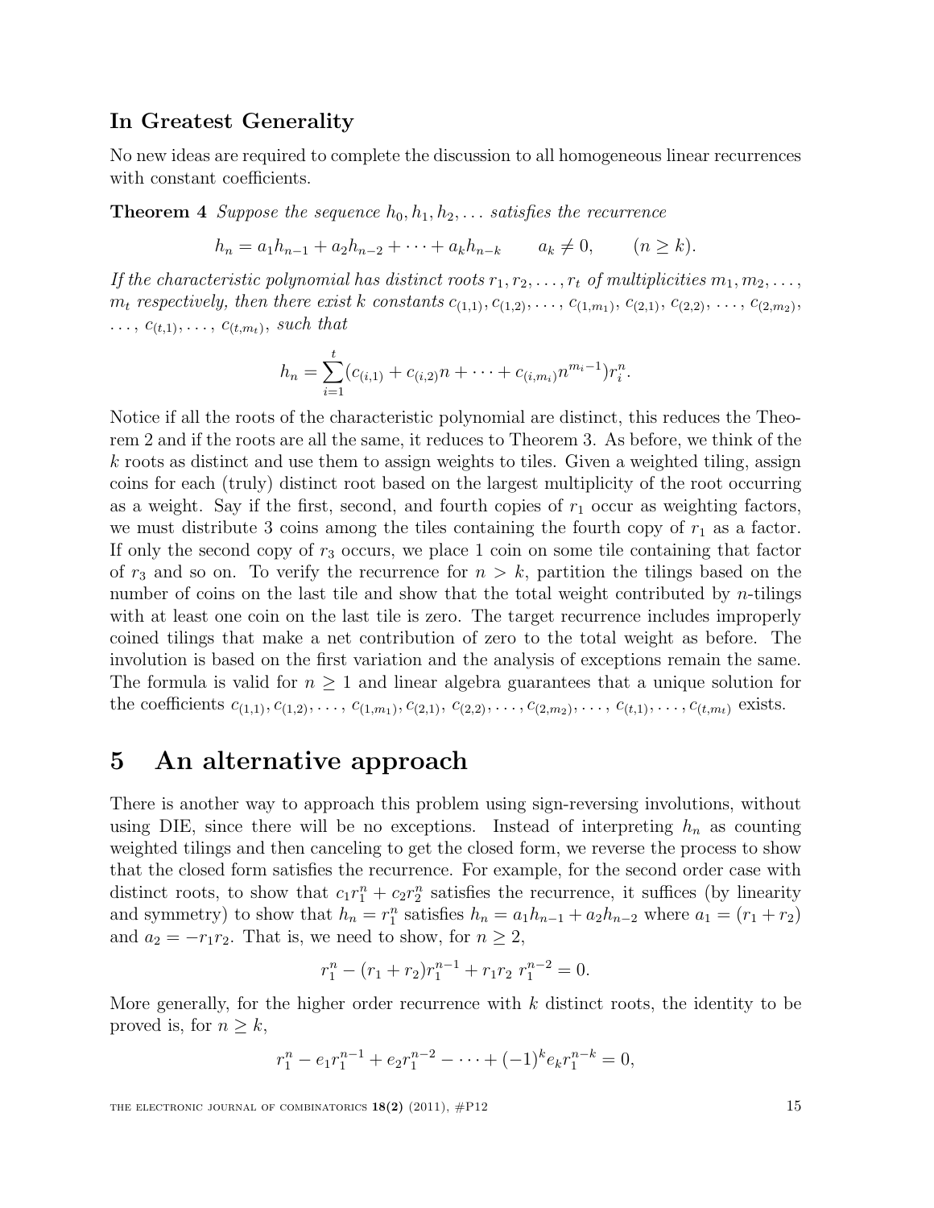### In Greatest Generality

No new ideas are required to complete the discussion to all homogeneous linear recurrences with constant coefficients.

**Theorem 4** *Suppose the sequence $h_0, h_1, h_2, \ldots$ satisfies the recurrence*

$$h_n = a_1 h_{n-1} + a_2 h_{n-2} + \cdots + a_k h_{n-k} \qquad a_k \neq 0, \qquad (n \geq k).$$

*If the characteristic polynomial has distinct roots $r_1, r_2, \ldots, r_t$ of multiplicities $m_1, m_2, \ldots, m_t$ respectively, then there exist $k$ constants $c_{(1,1)}, c_{(1,2)}, \ldots, c_{(1,m_1)}, c_{(2,1)}, c_{(2,2)}, \ldots, c_{(2,m_2)}, \ldots, c_{(t,1)}, \ldots, c_{(t,m_t)}$, such that*

$$h_n = \sum_{i=1}^{t} (c_{(i,1)} + c_{(i,2)} n + \cdots + c_{(i,m_i)} n^{m_i - 1}) r_i^n.$$

Notice if all the roots of the characteristic polynomial are distinct, this reduces the Theorem 2 and if the roots are all the same, it reduces to Theorem 3. As before, we think of the $k$ roots as distinct and use them to assign weights to tiles. Given a weighted tiling, assign coins for each (truly) distinct root based on the largest multiplicity of the root occurring as a weight. Say if the first, second, and fourth copies of $r_1$ occur as weighting factors, we must distribute 3 coins among the tiles containing the fourth copy of $r_1$ as a factor. If only the second copy of $r_3$ occurs, we place 1 coin on some tile containing that factor of $r_3$ and so on. To verify the recurrence for $n > k$, partition the tilings based on the number of coins on the last tile and show that the total weight contributed by $n$-tilings with at least one coin on the last tile is zero. The target recurrence includes improperly coined tilings that make a net contribution of zero to the total weight as before. The involution is based on the first variation and the analysis of exceptions remain the same. The formula is valid for $n \geq 1$ and linear algebra guarantees that a unique solution for the coefficients $c_{(1,1)}, c_{(1,2)}, \ldots, c_{(1,m_1)}, c_{(2,1)}, c_{(2,2)}, \ldots, c_{(2,m_2)}, \ldots, c_{(t,1)}, \ldots, c_{(t,m_t)}$ exists.

# 5 An alternative approach

There is another way to approach this problem using sign-reversing involutions, without using DIE, since there will be no exceptions. Instead of interpreting $h_n$ as counting weighted tilings and then canceling to get the closed form, we reverse the process to show that the closed form satisfies the recurrence. For example, for the second order case with distinct roots, to show that $c_1 r_1^n + c_2 r_2^n$ satisfies the recurrence, it suffices (by linearity and symmetry) to show that $h_n = r_1^n$ satisfies $h_n = a_1 h_{n-1} + a_2 h_{n-2}$ where $a_1 = (r_1 + r_2)$ and $a_2 = -r_1 r_2$. That is, we need to show, for $n \geq 2$,

$$r_1^n - (r_1 + r_2) r_1^{n-1} + r_1 r_2 \; r_1^{n-2} = 0.$$

More generally, for the higher order recurrence with $k$ distinct roots, the identity to be proved is, for $n \geq k$,

$$r_1^n - e_1 r_1^{n-1} + e_2 r_1^{n-2} - \cdots + (-1)^k e_k r_1^{n-k} = 0,$$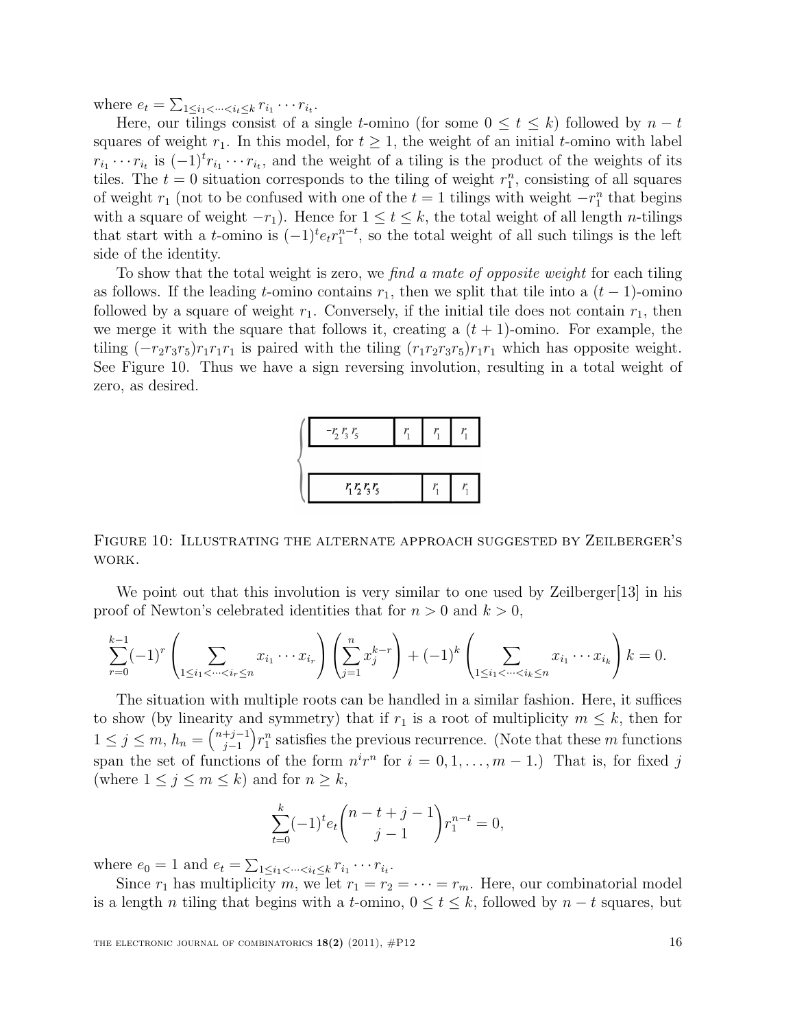where $e_t = \sum_{1 \le i_1 < \cdots < i_t \le k} r_{i_1} \cdots r_{i_t}$.

Here, our tilings consist of a single $t$-omino (for some $0 \le t \le k$) followed by $n - t$ squares of weight $r_1$. In this model, for $t \ge 1$, the weight of an initial $t$-omino with label $r_{i_1} \cdots r_{i_t}$ is $(-1)^t r_{i_1} \cdots r_{i_t}$, and the weight of a tiling is the product of the weights of its tiles. The $t = 0$ situation corresponds to the tiling of weight $r_1^n$, consisting of all squares of weight $r_1$ (not to be confused with one of the $t = 1$ tilings with weight $-r_1^n$ that begins with a square of weight $-r_1$). Hence for $1 \le t \le k$, the total weight of all length $n$-tilings that start with a $t$-omino is $(-1)^t e_t r_1^{n-t}$, so the total weight of all such tilings is the left side of the identity.

To show that the total weight is zero, we *find a mate of opposite weight* for each tiling as follows. If the leading $t$-omino contains $r_1$, then we split that tile into a $(t-1)$-omino followed by a square of weight $r_1$. Conversely, if the initial tile does not contain $r_1$, then we merge it with the square that follows it, creating a $(t+1)$-omino. For example, the tiling $(-r_2r_3r_5)r_1r_1r_1$ is paired with the tiling $(r_1r_2r_3r_5)r_1r_1$ which has opposite weight. See Figure 10. Thus we have a sign reversing involution, resulting in a total weight of zero, as desired.

Figure 10: Illustrating the alternate approach suggested by Zeilberger's work.

We point out that this involution is very similar to one used by Zeilberger[13] in his proof of Newton's celebrated identities that for $n > 0$ and $k > 0$,

$$\sum_{r=0}^{k-1} (-1)^r \left( \sum_{1 \le i_1 < \cdots < i_r \le n} x_{i_1} \cdots x_{i_r} \right) \left( \sum_{j=1}^{n} x_j^{k-r} \right) + (-1)^k \left( \sum_{1 \le i_1 < \cdots < i_k \le n} x_{i_1} \cdots x_{i_k} \right) k = 0.$$

The situation with multiple roots can be handled in a similar fashion. Here, it suffices to show (by linearity and symmetry) that if $r_1$ is a root of multiplicity $m \le k$, then for $1 \le j \le m$, $h_n = \binom{n+j-1}{j-1} r_1^n$ satisfies the previous recurrence. (Note that these $m$ functions span the set of functions of the form $n^i r^n$ for $i = 0, 1, \ldots, m-1$.) That is, for fixed $j$ (where $1 \le j \le m \le k$) and for $n \ge k$,

$$\sum_{t=0}^{k} (-1)^t e_t \binom{n-t+j-1}{j-1} r_1^{n-t} = 0,$$

where $e_0 = 1$ and $e_t = \sum_{1 \le i_1 < \cdots < i_t \le k} r_{i_1} \cdots r_{i_t}$.

Since $r_1$ has multiplicity $m$, we let $r_1 = r_2 = \cdots = r_m$. Here, our combinatorial model is a length $n$ tiling that begins with a $t$-omino, $0 \le t \le k$, followed by $n - t$ squares, but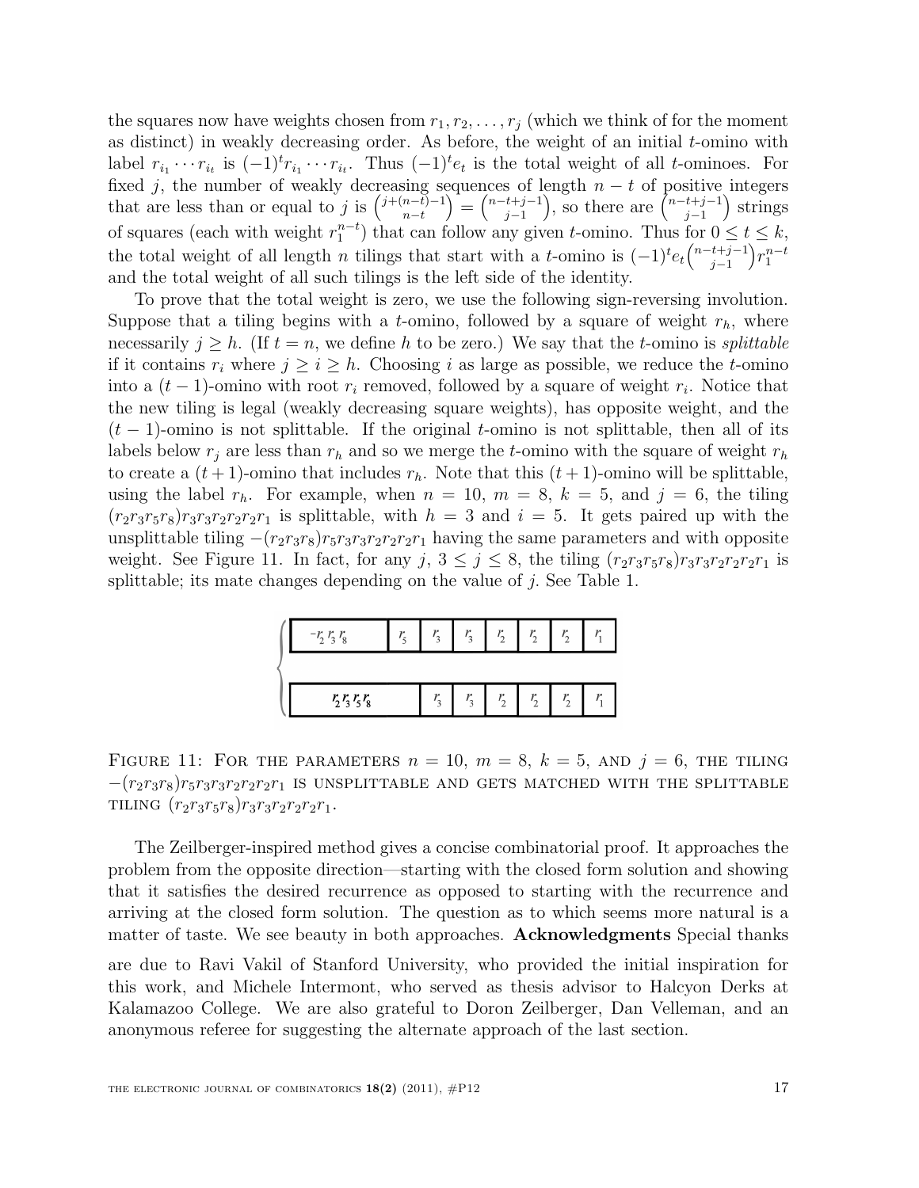the squares now have weights chosen from $r_1, r_2, \ldots, r_j$ (which we think of for the moment as distinct) in weakly decreasing order. As before, the weight of an initial $t$-omino with label $r_{i_1} \cdots r_{i_t}$ is $(-1)^t r_{i_1} \cdots r_{i_t}$. Thus $(-1)^t e_t$ is the total weight of all $t$-ominoes. For fixed $j$, the number of weakly decreasing sequences of length $n-t$ of positive integers that are less than or equal to $j$ is $\binom{j+(n-t)-1}{n-t} = \binom{n-t+j-1}{j-1}$, so there are $\binom{n-t+j-1}{j-1}$ strings of squares (each with weight $r_1^{n-t}$) that can follow any given $t$-omino. Thus for $0 \leq t \leq k$, the total weight of all length $n$ tilings that start with a $t$-omino is $(-1)^t e_t \binom{n-t+j-1}{j-1} r_1^{n-t}$ and the total weight of all such tilings is the left side of the identity.

To prove that the total weight is zero, we use the following sign-reversing involution. Suppose that a tiling begins with a $t$-omino, followed by a square of weight $r_h$, where necessarily $j \geq h$. (If $t = n$, we define $h$ to be zero.) We say that the $t$-omino is *splittable* if it contains $r_i$ where $j \geq i \geq h$. Choosing $i$ as large as possible, we reduce the $t$-omino into a $(t-1)$-omino with root $r_i$ removed, followed by a square of weight $r_i$. Notice that the new tiling is legal (weakly decreasing square weights), has opposite weight, and the $(t-1)$-omino is not splittable. If the original $t$-omino is not splittable, then all of its labels below $r_j$ are less than $r_h$ and so we merge the $t$-omino with the square of weight $r_h$ to create a $(t+1)$-omino that includes $r_h$. Note that this $(t+1)$-omino will be splittable, using the label $r_h$. For example, when $n = 10$, $m = 8$, $k = 5$, and $j = 6$, the tiling $(r_2 r_3 r_5 r_8) r_3 r_3 r_2 r_2 r_2 r_1$ is splittable, with $h = 3$ and $i = 5$. It gets paired up with the unsplittable tiling $-(r_2 r_3 r_8) r_5 r_3 r_3 r_2 r_2 r_2 r_1$ having the same parameters and with opposite weight. See Figure 11. In fact, for any $j$, $3 \leq j \leq 8$, the tiling $(r_2 r_3 r_5 r_8) r_3 r_3 r_2 r_2 r_2 r_1$ is splittable; its mate changes depending on the value of $j$. See Table 1.

| $-r_2 r_3 r_8$ | $r_5$ | $r_3$ | $r_3$ | $r_2$ | $r_2$ | $r_2$ | $r_1$ |
|---|---|---|---|---|---|---|---|

| $r_2 r_3 r_5 r_8$ | $r_3$ | $r_3$ | $r_2$ | $r_2$ | $r_2$ | $r_1$ |
|---|---|---|---|---|---|---|

FIGURE 11: FOR THE PARAMETERS $n = 10$, $m = 8$, $k = 5$, AND $j = 6$, THE TILING $-(r_2 r_3 r_8) r_5 r_3 r_3 r_2 r_2 r_2 r_1$ IS UNSPLITTABLE AND GETS MATCHED WITH THE SPLITTABLE TILING $(r_2 r_3 r_5 r_8) r_3 r_3 r_2 r_2 r_2 r_1$.

The Zeilberger-inspired method gives a concise combinatorial proof. It approaches the problem from the opposite direction—starting with the closed form solution and showing that it satisfies the desired recurrence as opposed to starting with the recurrence and arriving at the closed form solution. The question as to which seems more natural is a matter of taste. We see beauty in both approaches. **Acknowledgments** Special thanks are due to Ravi Vakil of Stanford University, who provided the initial inspiration for this work, and Michele Intermont, who served as thesis advisor to Halcyon Derks at Kalamazoo College. We are also grateful to Doron Zeilberger, Dan Velleman, and an anonymous referee for suggesting the alternate approach of the last section.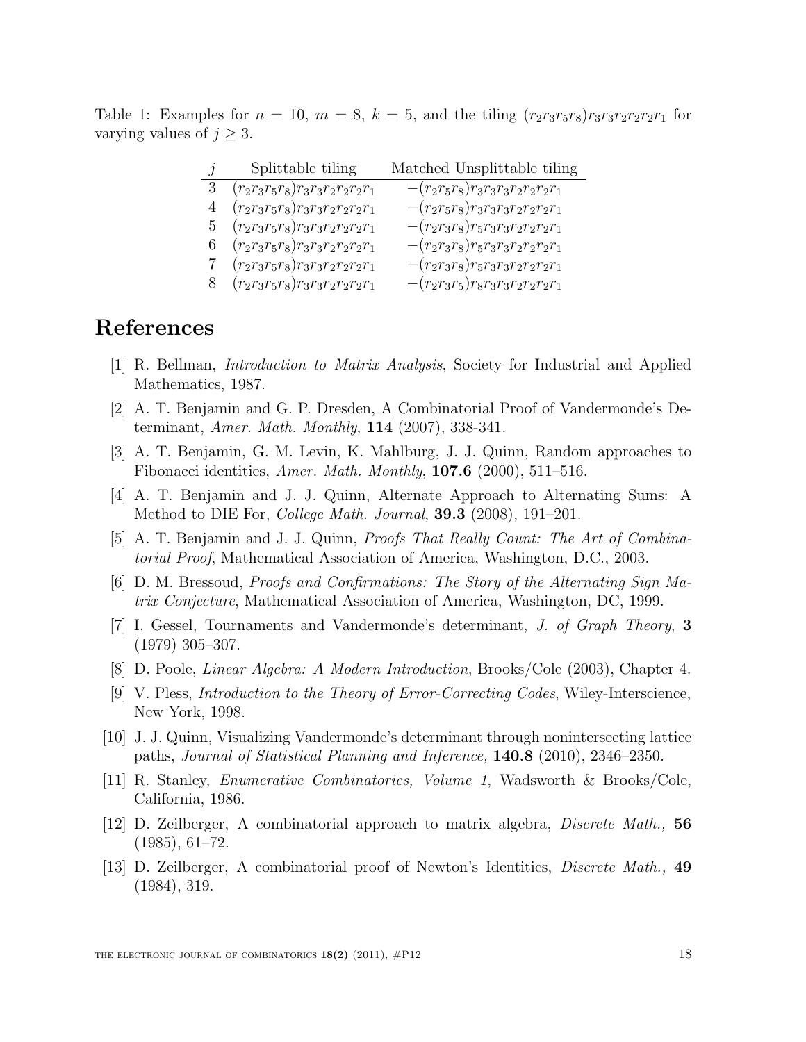Table 1: Examples for $n = 10$, $m = 8$, $k = 5$, and the tiling $(r_2r_3r_5r_8)r_3r_3r_2r_2r_2r_1$ for varying values of $j \geq 3$.

| $j$ | Splittable tiling | Matched Unsplittable tiling |
|---|---|---|
| 3 | $(r_2r_3r_5r_8)r_3r_3r_2r_2r_2r_1$ | $-(r_2r_5r_8)r_3r_3r_3r_2r_2r_2r_1$ |
| 4 | $(r_2r_3r_5r_8)r_3r_3r_2r_2r_2r_1$ | $-(r_2r_5r_8)r_3r_3r_3r_2r_2r_2r_1$ |
| 5 | $(r_2r_3r_5r_8)r_3r_3r_2r_2r_2r_1$ | $-(r_2r_3r_8)r_5r_3r_3r_2r_2r_2r_1$ |
| 6 | $(r_2r_3r_5r_8)r_3r_3r_2r_2r_2r_1$ | $-(r_2r_3r_8)r_5r_3r_3r_2r_2r_2r_1$ |
| 7 | $(r_2r_3r_5r_8)r_3r_3r_2r_2r_2r_1$ | $-(r_2r_3r_8)r_5r_3r_3r_2r_2r_2r_1$ |
| 8 | $(r_2r_3r_5r_8)r_3r_3r_2r_2r_2r_1$ | $-(r_2r_3r_5)r_8r_3r_3r_2r_2r_2r_1$ |

## References

[1] R. Bellman, *Introduction to Matrix Analysis*, Society for Industrial and Applied Mathematics, 1987.

[2] A. T. Benjamin and G. P. Dresden, A Combinatorial Proof of Vandermonde's Determinant, *Amer. Math. Monthly*, **114** (2007), 338-341.

[3] A. T. Benjamin, G. M. Levin, K. Mahlburg, J. J. Quinn, Random approaches to Fibonacci identities, *Amer. Math. Monthly*, **107.6** (2000), 511–516.

[4] A. T. Benjamin and J. J. Quinn, Alternate Approach to Alternating Sums: A Method to DIE For, *College Math. Journal*, **39.3** (2008), 191–201.

[5] A. T. Benjamin and J. J. Quinn, *Proofs That Really Count: The Art of Combinatorial Proof*, Mathematical Association of America, Washington, D.C., 2003.

[6] D. M. Bressoud, *Proofs and Confirmations: The Story of the Alternating Sign Matrix Conjecture*, Mathematical Association of America, Washington, DC, 1999.

[7] I. Gessel, Tournaments and Vandermonde's determinant, *J. of Graph Theory*, **3** (1979) 305–307.

[8] D. Poole, *Linear Algebra: A Modern Introduction*, Brooks/Cole (2003), Chapter 4.

[9] V. Pless, *Introduction to the Theory of Error-Correcting Codes*, Wiley-Interscience, New York, 1998.

[10] J. J. Quinn, Visualizing Vandermonde's determinant through nonintersecting lattice paths, *Journal of Statistical Planning and Inference,* **140.8** (2010), 2346–2350.

[11] R. Stanley, *Enumerative Combinatorics, Volume 1*, Wadsworth & Brooks/Cole, California, 1986.

[12] D. Zeilberger, A combinatorial approach to matrix algebra, *Discrete Math.,* **56** (1985), 61–72.

[13] D. Zeilberger, A combinatorial proof of Newton's Identities, *Discrete Math.,* **49** (1984), 319.